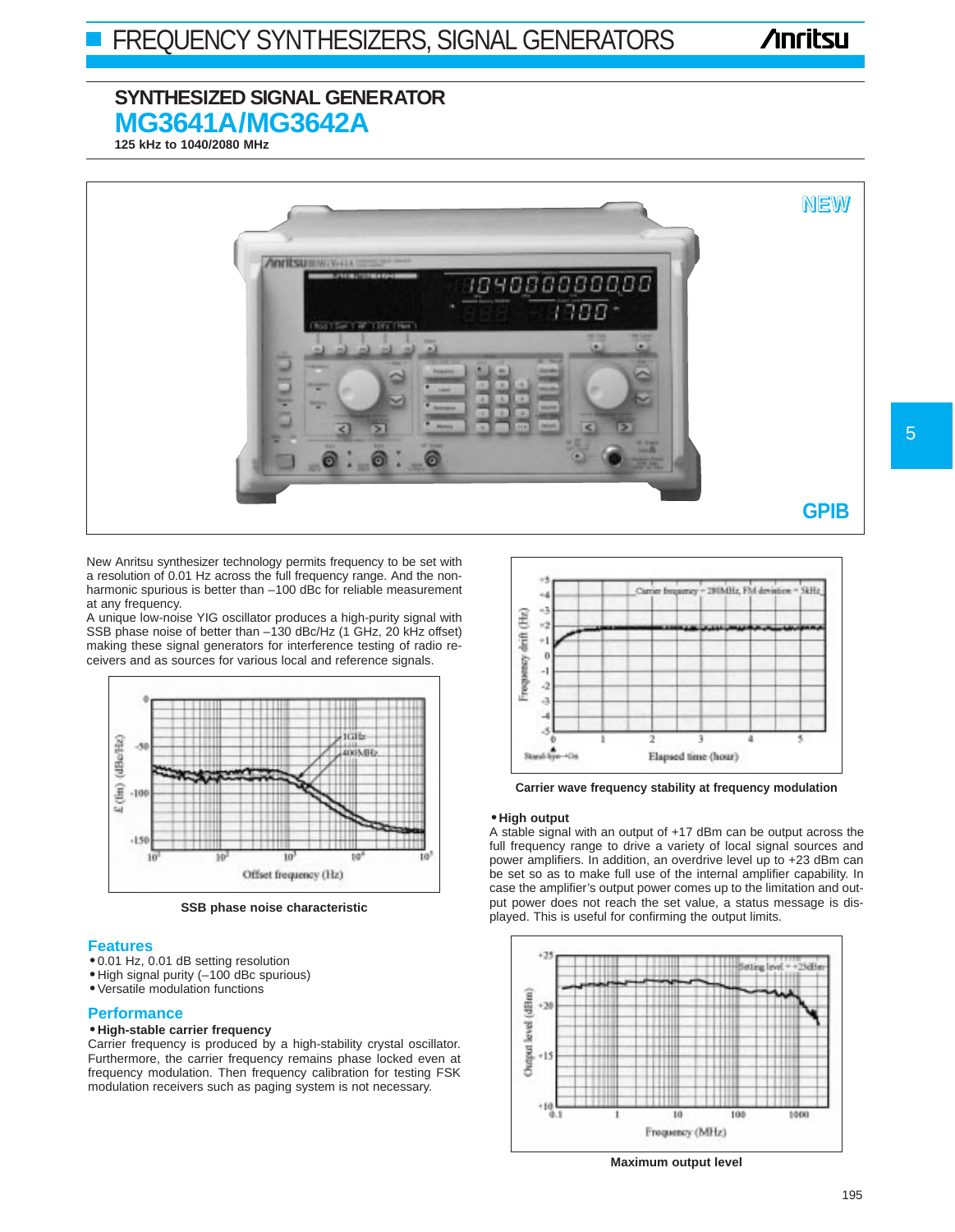# SYNTHESIZED SIGNAL GENERATOR

## MG3641A/MG3642A

**125 kHz to 1040/2080 MHz**

NEW

GPIB

New Anritsu synthesizer technology permits frequency to be set with a resolution of 0.01 Hz across the full frequency range. And the non-harmonic spurious is better than –100 dBc for reliable measurement at any frequency.

A unique low-noise YIG oscillator produces a high-purity signal with SSB phase noise of better than –130 dBc/Hz (1 GHz, 20 kHz offset) making these signal generators for interference testing of radio receivers and as sources for various local and reference signals.

**SSB phase noise characteristic**

### Features

- 0.01 Hz, 0.01 dB setting resolution
- High signal purity (–100 dBc spurious)
- Versatile modulation functions

### Performance

- **High-stable carrier frequency**

Carrier frequency is produced by a high-stability crystal oscillator. Furthermore, the carrier frequency remains phase locked even at frequency modulation. Then frequency calibration for testing FSK modulation receivers such as paging system is not necessary.

**Carrier wave frequency stability at frequency modulation**

- **High output**

A stable signal with an output of +17 dBm can be output across the full frequency range to drive a variety of local signal sources and power amplifiers. In addition, an overdrive level up to +23 dBm can be set so as to make full use of the internal amplifier capability. In case the amplifier's output power comes up to the limitation and output power does not reach the set value, a status message is displayed. This is useful for confirming the output limits.

**Maximum output level**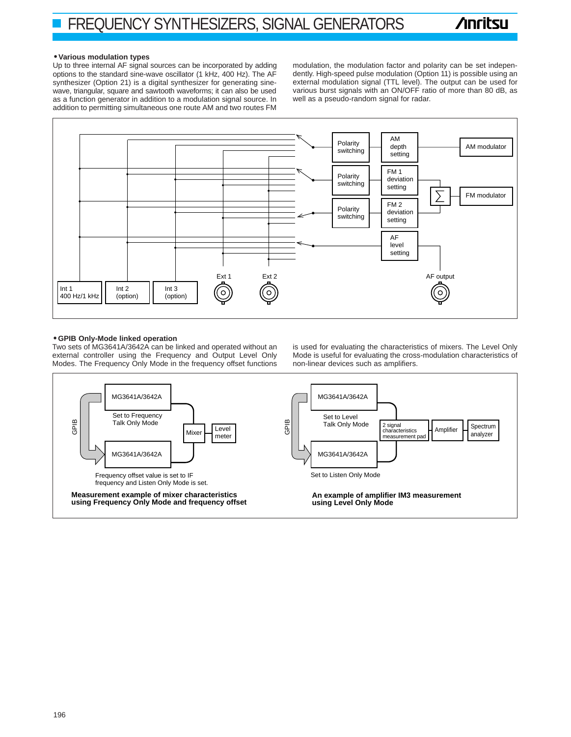## • Various modulation types

Up to three internal AF signal sources can be incorporated by adding options to the standard sine-wave oscillator (1 kHz, 400 Hz). The AF synthesizer (Option 21) is a digital synthesizer for generating sine-wave, triangular, square and sawtooth waveforms; it can also be used as a function generator in addition to a modulation signal source. In addition to permitting simultaneous one route AM and two routes FM modulation, the modulation factor and polarity can be set independently. High-speed pulse modulation (Option 11) is possible using an external modulation signal (TTL level). The output can be used for various burst signals with an ON/OFF ratio of more than 80 dB, as well as a pseudo-random signal for radar.

Polarity switching | AM depth setting | AM modulator
Polarity switching | FM 1 deviation setting | ∑ | FM modulator
Polarity switching | FM 2 deviation setting
AF level setting | AF output
Int 1 400 Hz/1 kHz | Int 2 (option) | Int 3 (option) | Ext 1 | Ext 2

## • GPIB Only-Mode linked operation

Two sets of MG3641A/3642A can be linked and operated without an external controller using the Frequency and Output Level Only Modes. The Frequency Only Mode in the frequency offset functions is used for evaluating the characteristics of mixers. The Level Only Mode is useful for evaluating the cross-modulation characteristics of non-linear devices such as amplifiers.

GPIB | MG3641A/3642A | Set to Frequency Talk Only Mode | Mixer | Level meter | MG3641A/3642A

Frequency offset value is set to IF frequency and Listen Only Mode is set.

**Measurement example of mixer characteristics using Frequency Only Mode and frequency offset**

GPIB | MG3641A/3642A | Set to Level Talk Only Mode | 2 signal characteristics measurement pad | Amplifier | Spectrum analyzer | MG3641A/3642A

Set to Listen Only Mode

**An example of amplifier IM3 measurement using Level Only Mode**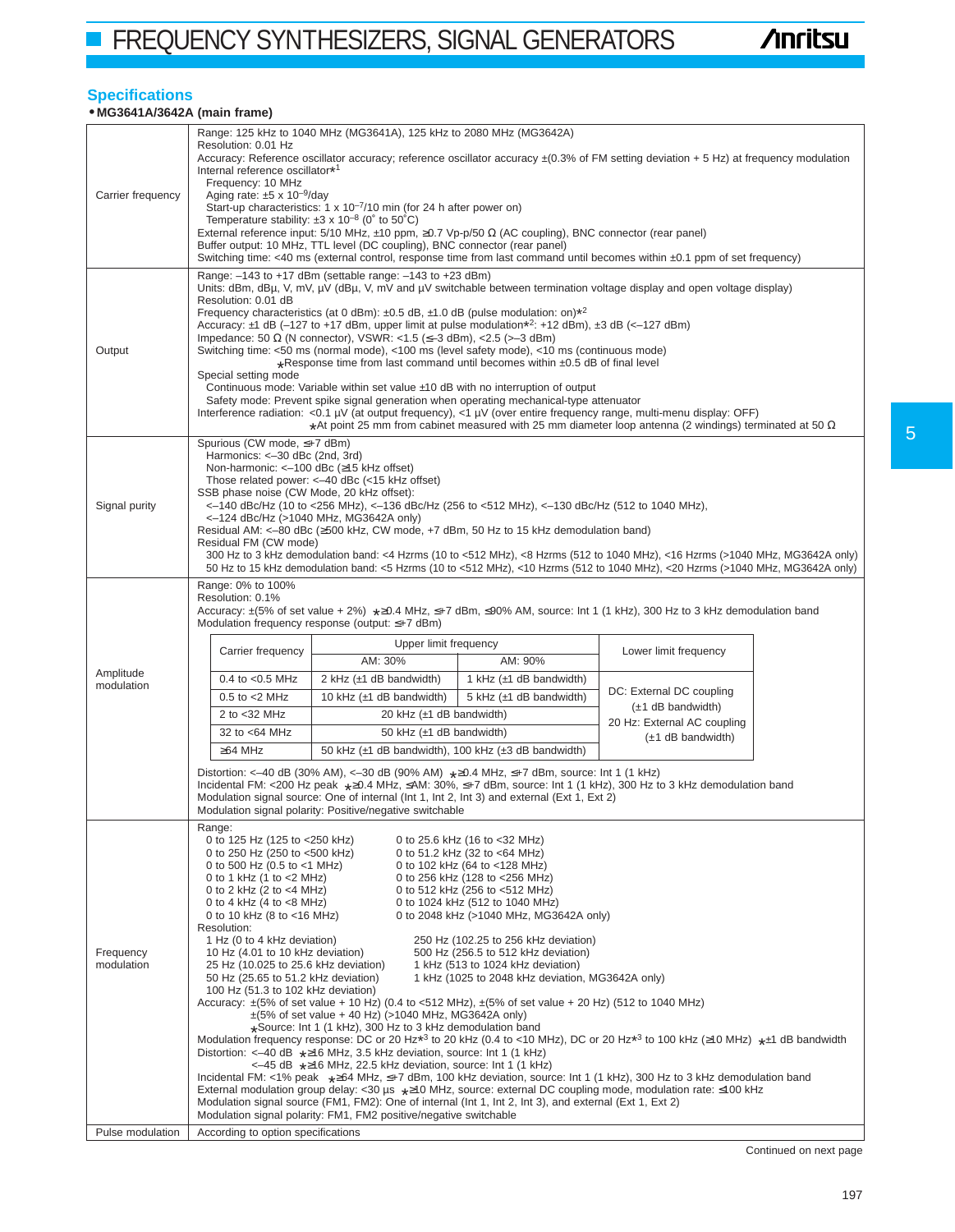## Specifications

**• MG3641A/3642A (main frame)**

| | |
|---|---|
| Carrier frequency | Range: 125 kHz to 1040 MHz (MG3641A), 125 kHz to 2080 MHz (MG3642A)<br>Resolution: 0.01 Hz<br>Accuracy: Reference oscillator accuracy; reference oscillator accuracy ±(0.3% of FM setting deviation + 5 Hz) at frequency modulation<br>Internal reference oscillator*[1]<br>Frequency: 10 MHz<br>Aging rate: ±5 x $10^{-9}$/day<br>Start-up characteristics: 1 x $10^{-7}$/10 min (for 24 h after power on)<br>Temperature stability: ±3 x $10^{-8}$ (0° to 50°C)<br>External reference input: 5/10 MHz, ±10 ppm, ≥0.7 Vp-p/50 Ω (AC coupling), BNC connector (rear panel)<br>Buffer output: 10 MHz, TTL level (DC coupling), BNC connector (rear panel)<br>Switching time: <40 ms (external control, response time from last command until becomes within ±0.1 ppm of set frequency) |
| Output | Range: –143 to +17 dBm (settable range: –143 to +23 dBm)<br>Units: dBm, dBμ, V, mV, μV (dBμ, V, mV and μV switchable between termination voltage display and open voltage display)<br>Resolution: 0.01 dB<br>Frequency characteristics (at 0 dBm): ±0.5 dB, ±1.0 dB (pulse modulation: on)*[2]<br>Accuracy: ±1 dB (–127 to +17 dBm, upper limit at pulse modulation*[2]: +12 dBm), ±3 dB (<–127 dBm)<br>Impedance: 50 Ω (N connector), VSWR: <1.5 (≤–3 dBm), <2.5 (>–3 dBm)<br>Switching time: <50 ms (normal mode), <100 ms (level safety mode), <10 ms (continuous mode)<br>*Response time from last command until becomes within ±0.5 dB of final level<br>Special setting mode<br>Continuous mode: Variable within set value ±10 dB with no interruption of output<br>Safety mode: Prevent spike signal generation when operating mechanical-type attenuator<br>Interference radiation: <0.1 μV (at output frequency), <1 μV (over entire frequency range, multi-menu display: OFF)<br>*At point 25 mm from cabinet measured with 25 mm diameter loop antenna (2 windings) terminated at 50 Ω |
| Signal purity | Spurious (CW mode, ≤+7 dBm)<br>Harmonics: <–30 dBc (2nd, 3rd)<br>Non-harmonic: <–100 dBc (≥15 kHz offset)<br>Those related power: <–40 dBc (<15 kHz offset)<br>SSB phase noise (CW Mode, 20 kHz offset):<br><–140 dBc/Hz (10 to <256 MHz), <–136 dBc/Hz (256 to <512 MHz), <–130 dBc/Hz (512 to 1040 MHz),<br><–124 dBc/Hz (>1040 MHz, MG3642A only)<br>Residual AM: <–80 dBc (≥500 kHz, CW mode, +7 dBm, 50 Hz to 15 kHz demodulation band)<br>Residual FM (CW mode)<br>300 Hz to 3 kHz demodulation band: <4 Hzrms (10 to <512 MHz), <8 Hzrms (512 to 1040 MHz), <16 Hzrms (>1040 MHz, MG3642A only)<br>50 Hz to 15 kHz demodulation band: <5 Hzrms (10 to <512 MHz), <10 Hzrms (512 to 1040 MHz), <20 Hzrms (>1040 MHz, MG3642A only) |
| Amplitude modulation | Range: 0% to 100%<br>Resolution: 0.1%<br>Accuracy: ±(5% of set value + 2%) *≥0.4 MHz, ≤+7 dBm, ≤90% AM, source: Int 1 (1 kHz), 300 Hz to 3 kHz demodulation band<br>Modulation frequency response (output: ≤+7 dBm)<br>(see table below)<br>Distortion: <–40 dB (30% AM), <–30 dB (90% AM) *≥0.4 MHz, ≤+7 dBm, source: Int 1 (1 kHz)<br>Incidental FM: <200 Hz peak *≥0.4 MHz, ≤AM: 30%, ≤+7 dBm, source: Int 1 (1 kHz), 300 Hz to 3 kHz demodulation band<br>Modulation signal source: One of internal (Int 1, Int 2, Int 3) and external (Ext 1, Ext 2)<br>Modulation signal polarity: Positive/negative switchable |
| Frequency modulation | Range:<br>0 to 125 Hz (125 to <250 kHz)<br>0 to 250 Hz (250 to <500 kHz)<br>0 to 500 Hz (0.5 to <1 MHz)<br>0 to 1 kHz (1 to <2 MHz)<br>0 to 2 kHz (2 to <4 MHz)<br>0 to 4 kHz (4 to <8 MHz)<br>0 to 10 kHz (8 to <16 MHz)<br>0 to 25.6 kHz (16 to <32 MHz)<br>0 to 51.2 kHz (32 to <64 MHz)<br>0 to 102 kHz (64 to <128 MHz)<br>0 to 256 kHz (128 to <256 MHz)<br>0 to 512 kHz (256 to <512 MHz)<br>0 to 1024 kHz (512 to 1040 MHz)<br>0 to 2048 kHz (>1040 MHz, MG3642A only)<br>Resolution:<br>1 Hz (0 to 4 kHz deviation)<br>10 Hz (4.01 to 10 kHz deviation)<br>25 Hz (10.025 to 25.6 kHz deviation)<br>50 Hz (25.65 to 51.2 kHz deviation)<br>100 Hz (51.3 to 102 kHz deviation)<br>250 Hz (102.25 to 256 kHz deviation)<br>500 Hz (256.5 to 512 kHz deviation)<br>1 kHz (513 to 1024 kHz deviation)<br>1 kHz (1025 to 2048 kHz deviation, MG3642A only)<br>Accuracy: ±(5% of set value + 10 Hz) (0.4 to <512 MHz), ±(5% of set value + 20 Hz) (512 to 1040 MHz)<br>±(5% of set value + 40 Hz) (>1040 MHz, MG3642A only)<br>*Source: Int 1 (1 kHz), 300 Hz to 3 kHz demodulation band<br>Modulation frequency response: DC or 20 Hz*[3] to 20 kHz (0.4 to <10 MHz), DC or 20 Hz*[3] to 100 kHz (≥10 MHz) *±1 dB bandwidth<br>Distortion: <–40 dB *≥16 MHz, 3.5 kHz deviation, source: Int 1 (1 kHz)<br><–45 dB *≥16 MHz, 22.5 kHz deviation, source: Int 1 (1 kHz)<br>Incidental FM: <1% peak *≥64 MHz, ≤+7 dBm, 100 kHz deviation, source: Int 1 (1 kHz), 300 Hz to 3 kHz demodulation band<br>External modulation group delay: <30 μs *≥10 MHz, source: external DC coupling mode, modulation rate: ≤100 kHz<br>Modulation signal source (FM1, FM2): One of internal (Int 1, Int 2, Int 3), and external (Ext 1, Ext 2)<br>Modulation signal polarity: FM1, FM2 positive/negative switchable |
| Pulse modulation | According to option specifications |

Amplitude modulation — modulation frequency response:

| Carrier frequency | Upper limit frequency | | Lower limit frequency |
|---|---|---|---|
| | AM: 30% | AM: 90% | |
| 0.4 to <0.5 MHz | 2 kHz (±1 dB bandwidth) | 1 kHz (±1 dB bandwidth) | DC: External DC coupling (±1 dB bandwidth)<br>20 Hz: External AC coupling (±1 dB bandwidth) |
| 0.5 to <2 MHz | 10 kHz (±1 dB bandwidth) | 5 kHz (±1 dB bandwidth) | |
| 2 to <32 MHz | 20 kHz (±1 dB bandwidth) | | |
| 32 to <64 MHz | 50 kHz (±1 dB bandwidth) | | |
| ≥64 MHz | 50 kHz (±1 dB bandwidth), 100 kHz (±3 dB bandwidth) | | |

Continued on next page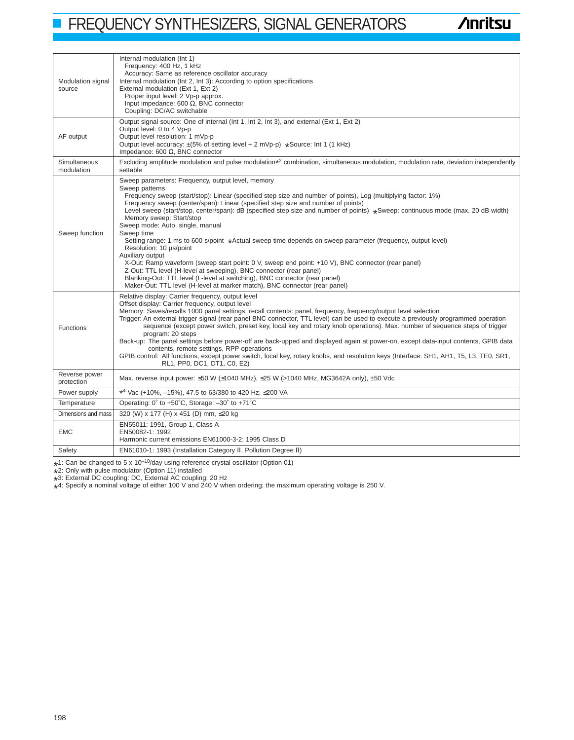| | |
|---|---|
| Modulation signal source | Internal modulation (Int 1)<br>Frequency: 400 Hz, 1 kHz<br>Accuracy: Same as reference oscillator accuracy<br>Internal modulation (Int 2, Int 3): According to option specifications<br>External modulation (Ext 1, Ext 2)<br>Proper input level: 2 Vp-p approx.<br>Input impedance: 600 Ω, BNC connector<br>Coupling: DC/AC switchable |
| AF output | Output signal source: One of internal (Int 1, Int 2, Int 3), and external (Ext 1, Ext 2)<br>Output level: 0 to 4 Vp-p<br>Output level resolution: 1 mVp-p<br>Output level accuracy: ±(5% of setting level + 2 mVp-p) *Source: Int 1 (1 kHz)<br>Impedance: 600 Ω, BNC connector |
| Simultaneous modulation | Excluding amplitude modulation and pulse modulation*2 combination, simultaneous modulation, modulation rate, deviation independently settable |
| Sweep function | Sweep parameters: Frequency, output level, memory<br>Sweep patterns<br>Frequency sweep (start/stop): Linear (specified step size and number of points), Log (multiplying factor: 1%)<br>Frequency sweep (center/span): Linear (specified step size and number of points)<br>Level sweep (start/stop, center/span): dB (specified step size and number of points) *Sweep: continuous mode (max. 20 dB width)<br>Memory sweep: Start/stop<br>Sweep mode: Auto, single, manual<br>Sweep time<br>Setting range: 1 ms to 600 s/point *Actual sweep time depends on sweep parameter (frequency, output level)<br>Resolution: 10 µs/point<br>Auxiliary output<br>X-Out: Ramp waveform (sweep start point: 0 V, sweep end point: +10 V), BNC connector (rear panel)<br>Z-Out: TTL level (H-level at sweeping), BNC connector (rear panel)<br>Blanking-Out: TTL level (L-level at switching), BNC connector (rear panel)<br>Maker-Out: TTL level (H-level at marker match), BNC connector (rear panel) |
| Functions | Relative display: Carrier frequency, output level<br>Offset display: Carrier frequency, output level<br>Memory: Saves/recalls 1000 panel settings; recall contents: panel, frequency, frequency/output level selection<br>Trigger: An external trigger signal (rear panel BNC connector, TTL level) can be used to execute a previously programmed operation sequence (except power switch, preset key, local key and rotary knob operations). Max. number of sequence steps of trigger program: 20 steps<br>Back-up: The panel settings before power-off are back-upped and displayed again at power-on, except data-input contents, GPIB data contents, remote settings, RPP operations<br>GPIB control: All functions, except power switch, local key, rotary knobs, and resolution keys (Interface: SH1, AH1, T5, L3, TE0, SR1, RL1, PP0, DC1, DT1, C0, E2) |
| Reverse power protection | Max. reverse input power: ≤50 W (≤1040 MHz), ≤25 W (>1040 MHz, MG3642A only), ±50 Vdc |
| Power supply | *4 Vac (+10%, –15%), 47.5 to 63/380 to 420 Hz, ≤200 VA |
| Temperature | Operating: 0˚ to +50˚C, Storage: –30˚ to +71˚C |
| Dimensions and mass | 320 (W) x 177 (H) x 451 (D) mm, ≤20 kg |
| EMC | EN55011: 1991, Group 1, Class A<br>EN50082-1: 1992<br>Harmonic current emissions EN61000-3-2: 1995 Class D |
| Safety | EN61010-1: 1993 (Installation Category II, Pollution Degree II) |

*1: Can be changed to $5 \times 10^{-10}$/day using reference crystal oscillator (Option 01)
*2: Only with pulse modulator (Option 11) installed
*3: External DC coupling: DC, External AC coupling: 20 Hz
*4: Specify a nominal voltage of either 100 V and 240 V when ordering; the maximum operating voltage is 250 V.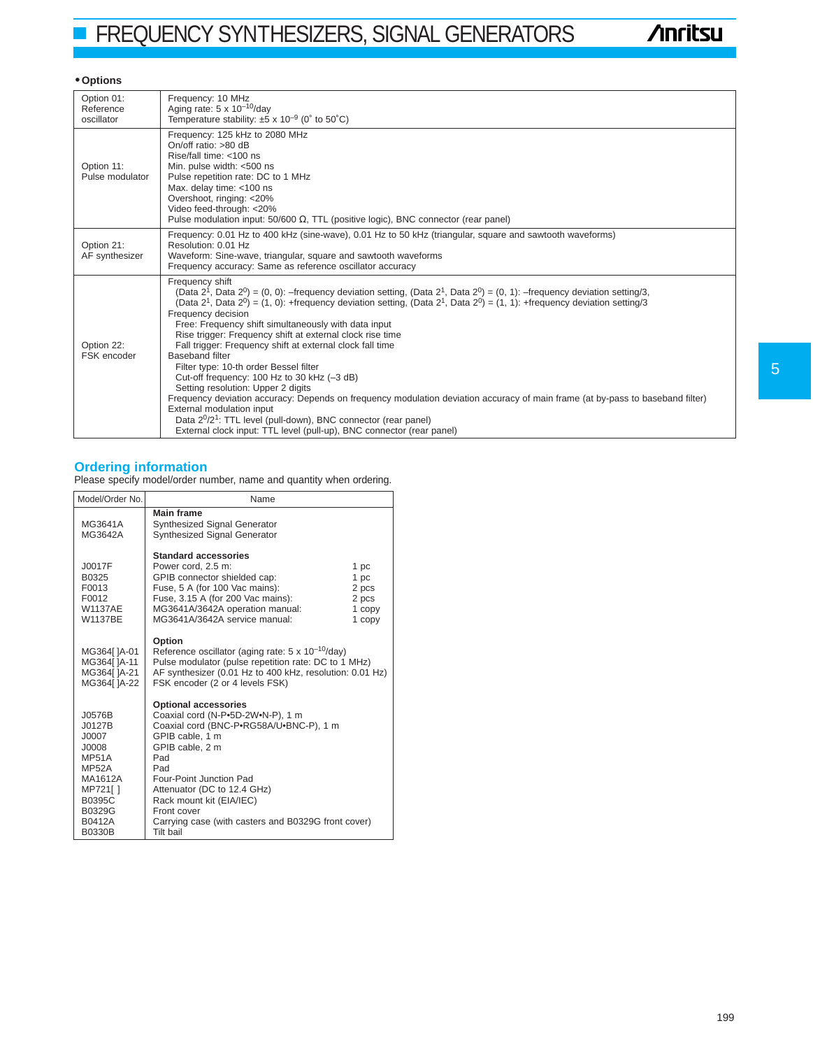• **Options**

| | |
|---|---|
| Option 01: Reference oscillator | Frequency: 10 MHz<br>Aging rate: $5 \times 10^{-10}$/day<br>Temperature stability: $\pm 5 \times 10^{-9}$ (0˚ to 50˚C) |
| Option 11: Pulse modulator | Frequency: 125 kHz to 2080 MHz<br>On/off ratio: >80 dB<br>Rise/fall time: <100 ns<br>Min. pulse width: <500 ns<br>Pulse repetition rate: DC to 1 MHz<br>Max. delay time: <100 ns<br>Overshoot, ringing: <20%<br>Video feed-through: <20%<br>Pulse modulation input: 50/600 Ω, TTL (positive logic), BNC connector (rear panel) |
| Option 21: AF synthesizer | Frequency: 0.01 Hz to 400 kHz (sine-wave), 0.01 Hz to 50 kHz (triangular, square and sawtooth waveforms)<br>Resolution: 0.01 Hz<br>Waveform: Sine-wave, triangular, square and sawtooth waveforms<br>Frequency accuracy: Same as reference oscillator accuracy |
| Option 22: FSK encoder | Frequency shift<br>(Data $2^1$, Data $2^0$) = (0, 0): –frequency deviation setting, (Data $2^1$, Data $2^0$) = (0, 1): –frequency deviation setting/3,<br>(Data $2^1$, Data $2^0$) = (1, 0): +frequency deviation setting, (Data $2^1$, Data $2^0$) = (1, 1): +frequency deviation setting/3<br>Frequency decision<br>Free: Frequency shift simultaneously with data input<br>Rise trigger: Frequency shift at external clock rise time<br>Fall trigger: Frequency shift at external clock fall time<br>Baseband filter<br>Filter type: 10-th order Bessel filter<br>Cut-off frequency: 100 Hz to 30 kHz (–3 dB)<br>Setting resolution: Upper 2 digits<br>Frequency deviation accuracy: Depends on frequency modulation deviation accuracy of main frame (at by-pass to baseband filter)<br>External modulation input<br>Data $2^0/2^1$: TTL level (pull-down), BNC connector (rear panel)<br>External clock input: TTL level (pull-up), BNC connector (rear panel) |

## Ordering information

Please specify model/order number, name and quantity when ordering.

| Model/Order No. | Name | |
|---|---|---|
| | **Main frame** | |
| MG3641A | Synthesized Signal Generator | |
| MG3642A | Synthesized Signal Generator | |
| | **Standard accessories** | |
| J0017F | Power cord, 2.5 m: | 1 pc |
| B0325 | GPIB connector shielded cap: | 1 pc |
| F0013 | Fuse, 5 A (for 100 Vac mains): | 2 pcs |
| F0012 | Fuse, 3.15 A (for 200 Vac mains): | 2 pcs |
| W1137AE | MG3641A/3642A operation manual: | 1 copy |
| W1137BE | MG3641A/3642A service manual: | 1 copy |
| | **Option** | |
| MG364[ ]A-01 | Reference oscillator (aging rate: $5 \times 10^{-10}$/day) | |
| MG364[ ]A-11 | Pulse modulator (pulse repetition rate: DC to 1 MHz) | |
| MG364[ ]A-21 | AF synthesizer (0.01 Hz to 400 kHz, resolution: 0.01 Hz) | |
| MG364[ ]A-22 | FSK encoder (2 or 4 levels FSK) | |
| | **Optional accessories** | |
| J0576B | Coaxial cord (N-P•5D-2W•N-P), 1 m | |
| J0127B | Coaxial cord (BNC-P•RG58A/U•BNC-P), 1 m | |
| J0007 | GPIB cable, 1 m | |
| J0008 | GPIB cable, 2 m | |
| MP51A | Pad | |
| MP52A | Pad | |
| MA1612A | Four-Point Junction Pad | |
| MP721[ ] | Attenuator (DC to 12.4 GHz) | |
| B0395C | Rack mount kit (EIA/IEC) | |
| B0329G | Front cover | |
| B0412A | Carrying case (with casters and B0329G front cover) | |
| B0330B | Tilt bail | |